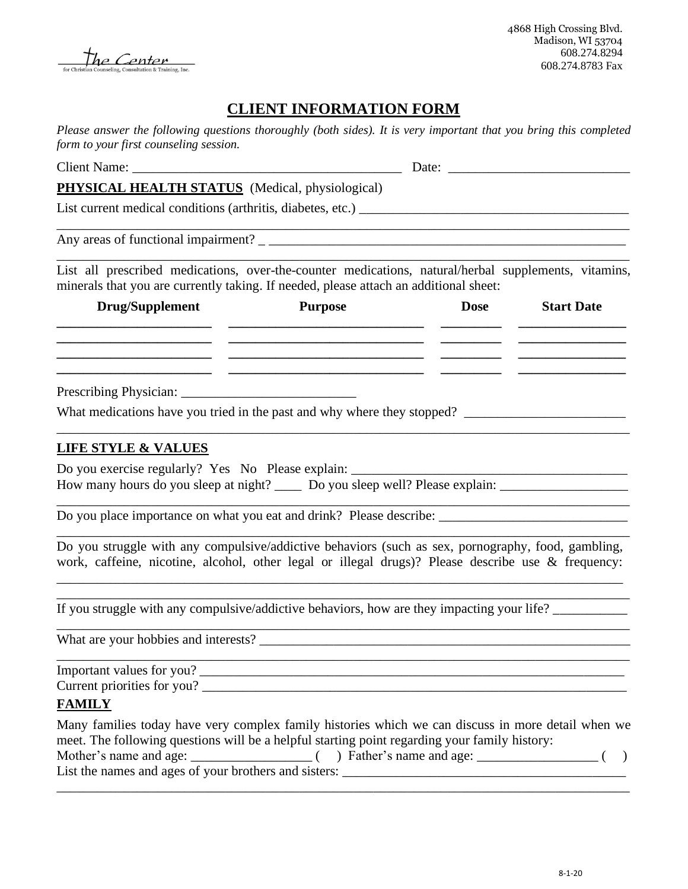The Center for Christian Counseling, Consultation & Training, Inc.

4868 High Crossing Blvd.
Madison, WI 53704
608.274.8294
608.274.8783 Fax

# CLIENT INFORMATION FORM

*Please answer the following questions thoroughly (both sides). It is very important that you bring this completed form to your first counseling session.*

Client Name: _______________________________________ Date: __________________________

## PHYSICAL HEALTH STATUS (Medical, physiological)

List current medical conditions (arthritis, diabetes, etc.) ________________________________________

_____________________________________________________________________________________

Any areas of functional impairment? _ _______________________________________________________

_____________________________________________________________________________________

List all prescribed medications, over-the-counter medications, natural/herbal supplements, vitamins, minerals that you are currently taking. If needed, please attach an additional sheet:

| Drug/Supplement | Purpose | Dose | Start Date |
|---|---|---|---|
| | | | |
| | | | |
| | | | |
| | | | |

Prescribing Physician: __________________________

What medications have you tried in the past and why where they stopped? ________________________

_____________________________________________________________________________________

## LIFE STYLE & VALUES

Do you exercise regularly? Yes No Please explain: __________________________________________

How many hours do you sleep at night? ____ Do you sleep well? Please explain: ___________________

_____________________________________________________________________________________

Do you place importance on what you eat and drink? Please describe: ____________________________

_____________________________________________________________________________________

Do you struggle with any compulsive/addictive behaviors (such as sex, pornography, food, gambling, work, caffeine, nicotine, alcohol, other legal or illegal drugs)? Please describe use & frequency:

_____________________________________________________________________________________

_____________________________________________________________________________________

If you struggle with any compulsive/addictive behaviors, how are they impacting your life? ___________

_____________________________________________________________________________________

What are your hobbies and interests? ________________________________________________________

_____________________________________________________________________________________

Important values for you? ___________________________________________________________________

Current priorities for you? __________________________________________________________________

## FAMILY

Many families today have very complex family histories which we can discuss in more detail when we meet. The following questions will be a helpful starting point regarding your family history:

Mother's name and age: _________________ ( ) Father's name and age: _________________ ( )

List the names and ages of your brothers and sisters: ______________________________________

_____________________________________________________________________________________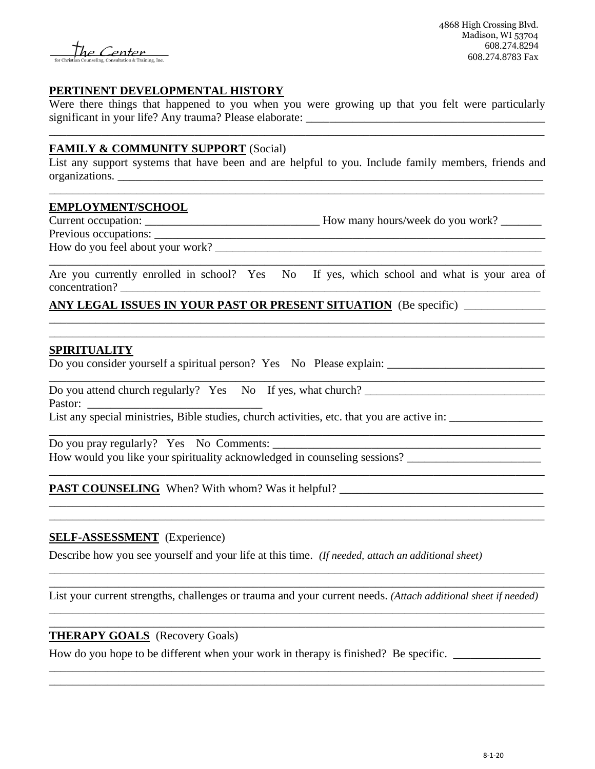The Center
for Christian Counseling, Consultation & Training, Inc.

4868 High Crossing Blvd.
Madison, WI 53704
608.274.8294
608.274.8783 Fax

**PERTINENT DEVELOPMENTAL HISTORY**

Were there things that happened to you when you were growing up that you felt were particularly significant in your life? Any trauma? Please elaborate: ___________________________________________
_____________________________________________________________________________________

**FAMILY & COMMUNITY SUPPORT** (Social)

List any support systems that have been and are helpful to you. Include family members, friends and organizations. ______________________________________________________________________________
_____________________________________________________________________________________

**EMPLOYMENT/SCHOOL**

Current occupation: ______________________________ How many hours/week do you work? _______
Previous occupations: __________________________________________________________________
How do you feel about your work? ________________________________________________________
_____________________________________________________________________________________
Are you currently enrolled in school? Yes No If yes, which school and what is your area of concentration? _________________________________________________________________________

**ANY LEGAL ISSUES IN YOUR PAST OR PRESENT SITUATION** (Be specific) ______________
_____________________________________________________________________________________
_____________________________________________________________________________________

**SPIRITUALITY**

Do you consider yourself a spiritual person? Yes No Please explain: ___________________________
_____________________________________________________________________________________
Do you attend church regularly? Yes No If yes, what church? _______________________________
Pastor: ______________________________
List any special ministries, Bible studies, church activities, etc. that you are active in: ________________
_____________________________________________________________________________________
Do you pray regularly? Yes No Comments: ______________________________________________
How would you like your spirituality acknowledged in counseling sessions? _______________________
_____________________________________________________________________________________

**PAST COUNSELING** When? With whom? Was it helpful? __________________________________
_____________________________________________________________________________________
_____________________________________________________________________________________

**SELF-ASSESSMENT** (Experience)

Describe how you see yourself and your life at this time. *(If needed, attach an additional sheet)*
_____________________________________________________________________________________
_____________________________________________________________________________________
List your current strengths, challenges or trauma and your current needs. *(Attach additional sheet if needed)*
_____________________________________________________________________________________
_____________________________________________________________________________________

**THERAPY GOALS** (Recovery Goals)

How do you hope to be different when your work in therapy is finished? Be specific. _______________
_____________________________________________________________________________________
_____________________________________________________________________________________

8-1-20